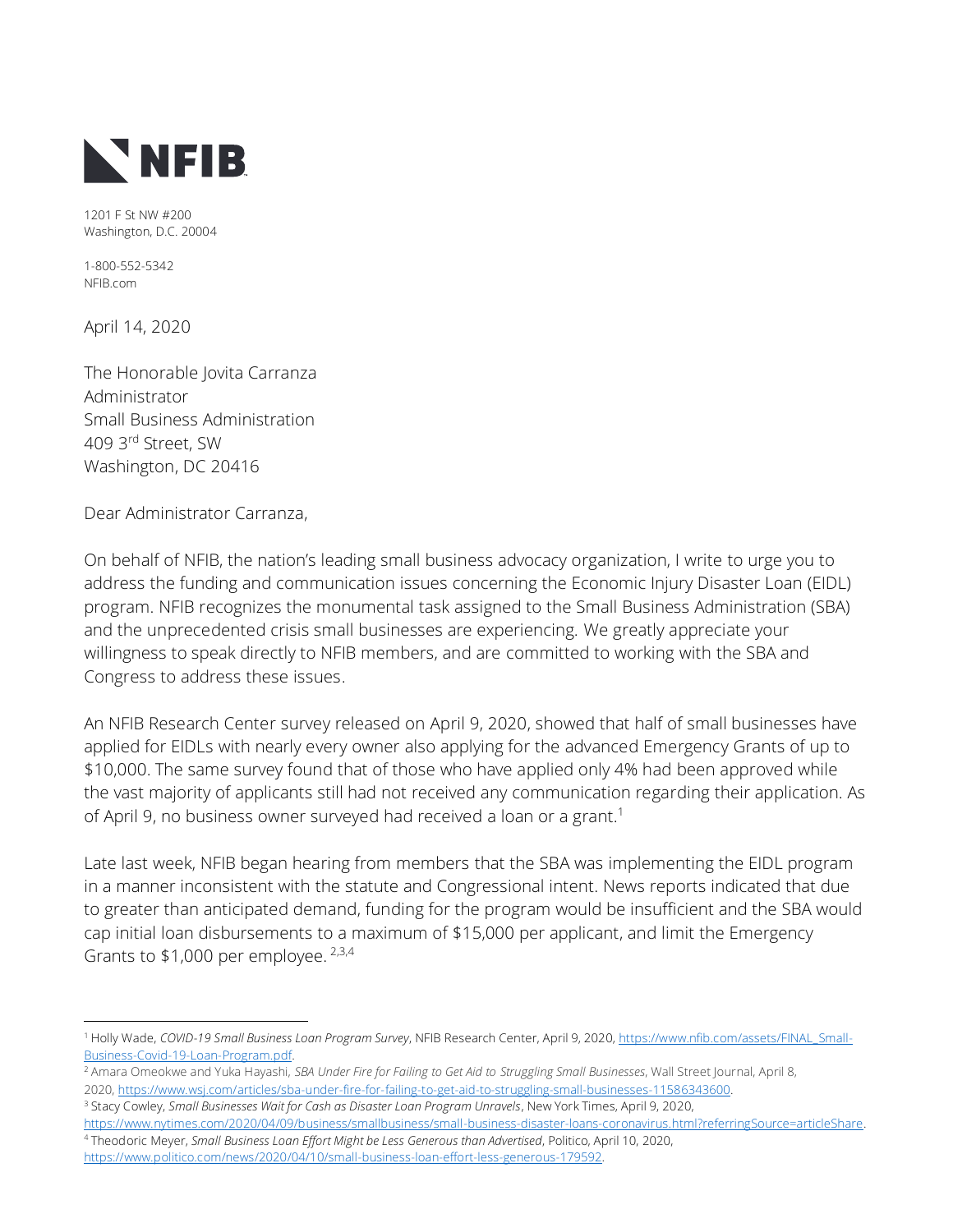**NFIB**

1201 F St NW #200
Washington, D.C. 20004

1-800-552-5342
NFIB.com

April 14, 2020

The Honorable Jovita Carranza
Administrator
Small Business Administration
409 3rd Street, SW
Washington, DC 20416

Dear Administrator Carranza,

On behalf of NFIB, the nation's leading small business advocacy organization, I write to urge you to address the funding and communication issues concerning the Economic Injury Disaster Loan (EIDL) program. NFIB recognizes the monumental task assigned to the Small Business Administration (SBA) and the unprecedented crisis small businesses are experiencing. We greatly appreciate your willingness to speak directly to NFIB members, and are committed to working with the SBA and Congress to address these issues.

An NFIB Research Center survey released on April 9, 2020, showed that half of small businesses have applied for EIDLs with nearly every owner also applying for the advanced Emergency Grants of up to $10,000. The same survey found that of those who have applied only 4% had been approved while the vast majority of applicants still had not received any communication regarding their application. As of April 9, no business owner surveyed had received a loan or a grant.[1]

Late last week, NFIB began hearing from members that the SBA was implementing the EIDL program in a manner inconsistent with the statute and Congressional intent. News reports indicated that due to greater than anticipated demand, funding for the program would be insufficient and the SBA would cap initial loan disbursements to a maximum of $15,000 per applicant, and limit the Emergency Grants to $1,000 per employee. [2,3,4]

---

[1] Holly Wade, *COVID-19 Small Business Loan Program Survey*, NFIB Research Center, April 9, 2020, https://www.nfib.com/assets/FINAL_Small-Business-Covid-19-Loan-Program.pdf.

[2] Amara Omeokwe and Yuka Hayashi, *SBA Under Fire for Failing to Get Aid to Struggling Small Businesses*, Wall Street Journal, April 8, 2020, https://www.wsj.com/articles/sba-under-fire-for-failing-to-get-aid-to-struggling-small-businesses-11586343600.

[3] Stacy Cowley, *Small Businesses Wait for Cash as Disaster Loan Program Unravels*, New York Times, April 9, 2020, https://www.nytimes.com/2020/04/09/business/smallbusiness/small-business-disaster-loans-coronavirus.html?referringSource=articleShare.

[4] Theodoric Meyer, *Small Business Loan Effort Might be Less Generous than Advertised*, Politico, April 10, 2020, https://www.politico.com/news/2020/04/10/small-business-loan-effort-less-generous-179592.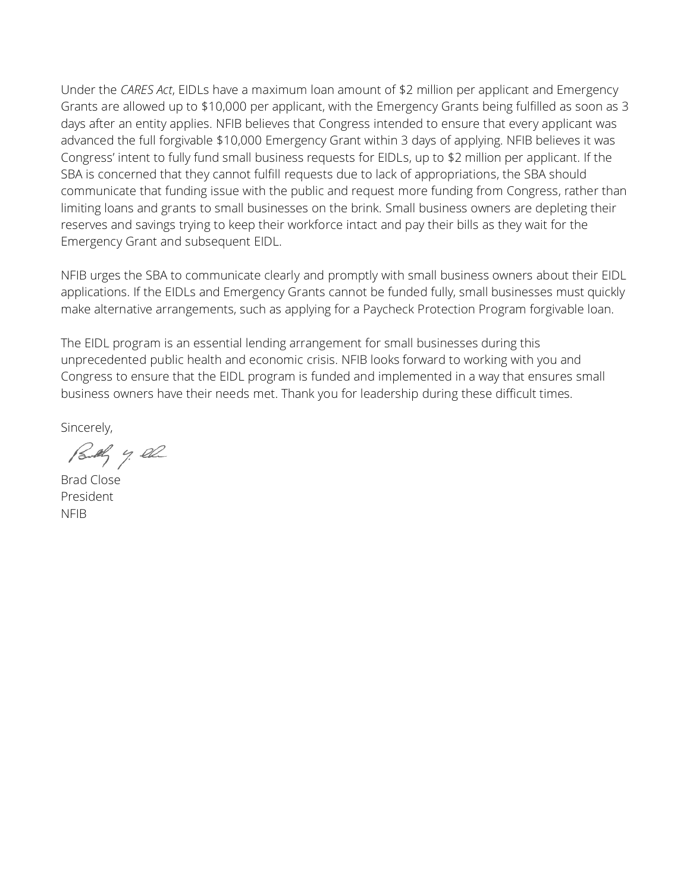Under the *CARES Act*, EIDLs have a maximum loan amount of $2 million per applicant and Emergency Grants are allowed up to $10,000 per applicant, with the Emergency Grants being fulfilled as soon as 3 days after an entity applies. NFIB believes that Congress intended to ensure that every applicant was advanced the full forgivable $10,000 Emergency Grant within 3 days of applying. NFIB believes it was Congress' intent to fully fund small business requests for EIDLs, up to $2 million per applicant. If the SBA is concerned that they cannot fulfill requests due to lack of appropriations, the SBA should communicate that funding issue with the public and request more funding from Congress, rather than limiting loans and grants to small businesses on the brink. Small business owners are depleting their reserves and savings trying to keep their workforce intact and pay their bills as they wait for the Emergency Grant and subsequent EIDL.

NFIB urges the SBA to communicate clearly and promptly with small business owners about their EIDL applications. If the EIDLs and Emergency Grants cannot be funded fully, small businesses must quickly make alternative arrangements, such as applying for a Paycheck Protection Program forgivable loan.

The EIDL program is an essential lending arrangement for small businesses during this unprecedented public health and economic crisis. NFIB looks forward to working with you and Congress to ensure that the EIDL program is funded and implemented in a way that ensures small business owners have their needs met. Thank you for leadership during these difficult times.

Sincerely,

Brad Close
President
NFIB